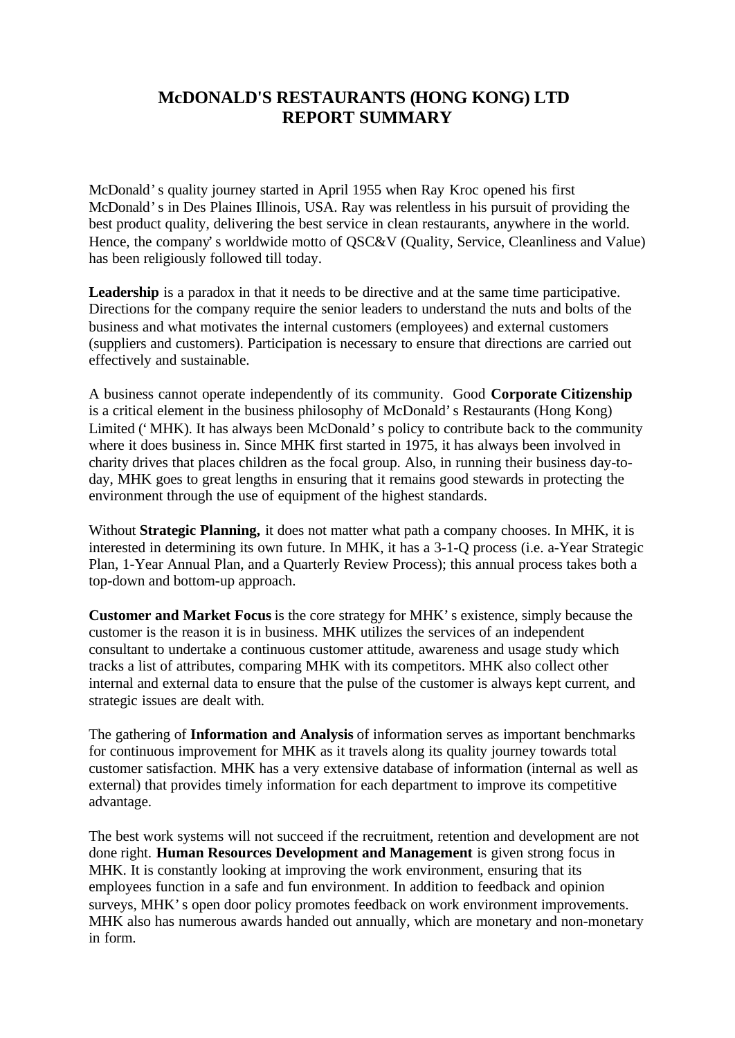# McDONALD'S RESTAURANTS (HONG KONG) LTD
# REPORT SUMMARY

McDonald's quality journey started in April 1955 when Ray Kroc opened his first McDonald's in Des Plaines Illinois, USA. Ray was relentless in his pursuit of providing the best product quality, delivering the best service in clean restaurants, anywhere in the world. Hence, the company's worldwide motto of QSC&V (Quality, Service, Cleanliness and Value) has been religiously followed till today.

**Leadership** is a paradox in that it needs to be directive and at the same time participative. Directions for the company require the senior leaders to understand the nuts and bolts of the business and what motivates the internal customers (employees) and external customers (suppliers and customers). Participation is necessary to ensure that directions are carried out effectively and sustainable.

A business cannot operate independently of its community. Good **Corporate Citizenship** is a critical element in the business philosophy of McDonald's Restaurants (Hong Kong) Limited ('MHK). It has always been McDonald's policy to contribute back to the community where it does business in. Since MHK first started in 1975, it has always been involved in charity drives that places children as the focal group. Also, in running their business day-to-day, MHK goes to great lengths in ensuring that it remains good stewards in protecting the environment through the use of equipment of the highest standards.

Without **Strategic Planning,** it does not matter what path a company chooses. In MHK, it is interested in determining its own future. In MHK, it has a 3-1-Q process (i.e. a-Year Strategic Plan, 1-Year Annual Plan, and a Quarterly Review Process); this annual process takes both a top-down and bottom-up approach.

**Customer and Market Focus** is the core strategy for MHK's existence, simply because the customer is the reason it is in business. MHK utilizes the services of an independent consultant to undertake a continuous customer attitude, awareness and usage study which tracks a list of attributes, comparing MHK with its competitors. MHK also collect other internal and external data to ensure that the pulse of the customer is always kept current, and strategic issues are dealt with.

The gathering of **Information and Analysis** of information serves as important benchmarks for continuous improvement for MHK as it travels along its quality journey towards total customer satisfaction. MHK has a very extensive database of information (internal as well as external) that provides timely information for each department to improve its competitive advantage.

The best work systems will not succeed if the recruitment, retention and development are not done right. **Human Resources Development and Management** is given strong focus in MHK. It is constantly looking at improving the work environment, ensuring that its employees function in a safe and fun environment. In addition to feedback and opinion surveys, MHK's open door policy promotes feedback on work environment improvements. MHK also has numerous awards handed out annually, which are monetary and non-monetary in form.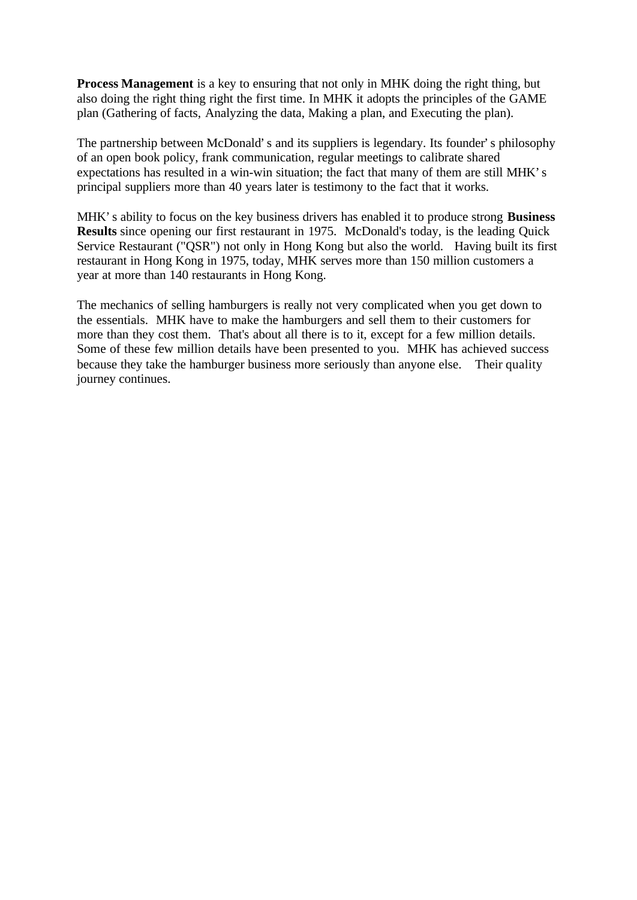**Process Management** is a key to ensuring that not only in MHK doing the right thing, but also doing the right thing right the first time. In MHK it adopts the principles of the GAME plan (Gathering of facts, Analyzing the data, Making a plan, and Executing the plan).

The partnership between McDonald' s and its suppliers is legendary. Its founder' s philosophy of an open book policy, frank communication, regular meetings to calibrate shared expectations has resulted in a win-win situation; the fact that many of them are still MHK' s principal suppliers more than 40 years later is testimony to the fact that it works.

MHK' s ability to focus on the key business drivers has enabled it to produce strong **Business Results** since opening our first restaurant in 1975. McDonald's today, is the leading Quick Service Restaurant ("QSR") not only in Hong Kong but also the world. Having built its first restaurant in Hong Kong in 1975, today, MHK serves more than 150 million customers a year at more than 140 restaurants in Hong Kong.

The mechanics of selling hamburgers is really not very complicated when you get down to the essentials. MHK have to make the hamburgers and sell them to their customers for more than they cost them. That's about all there is to it, except for a few million details. Some of these few million details have been presented to you. MHK has achieved success because they take the hamburger business more seriously than anyone else. Their quality journey continues.